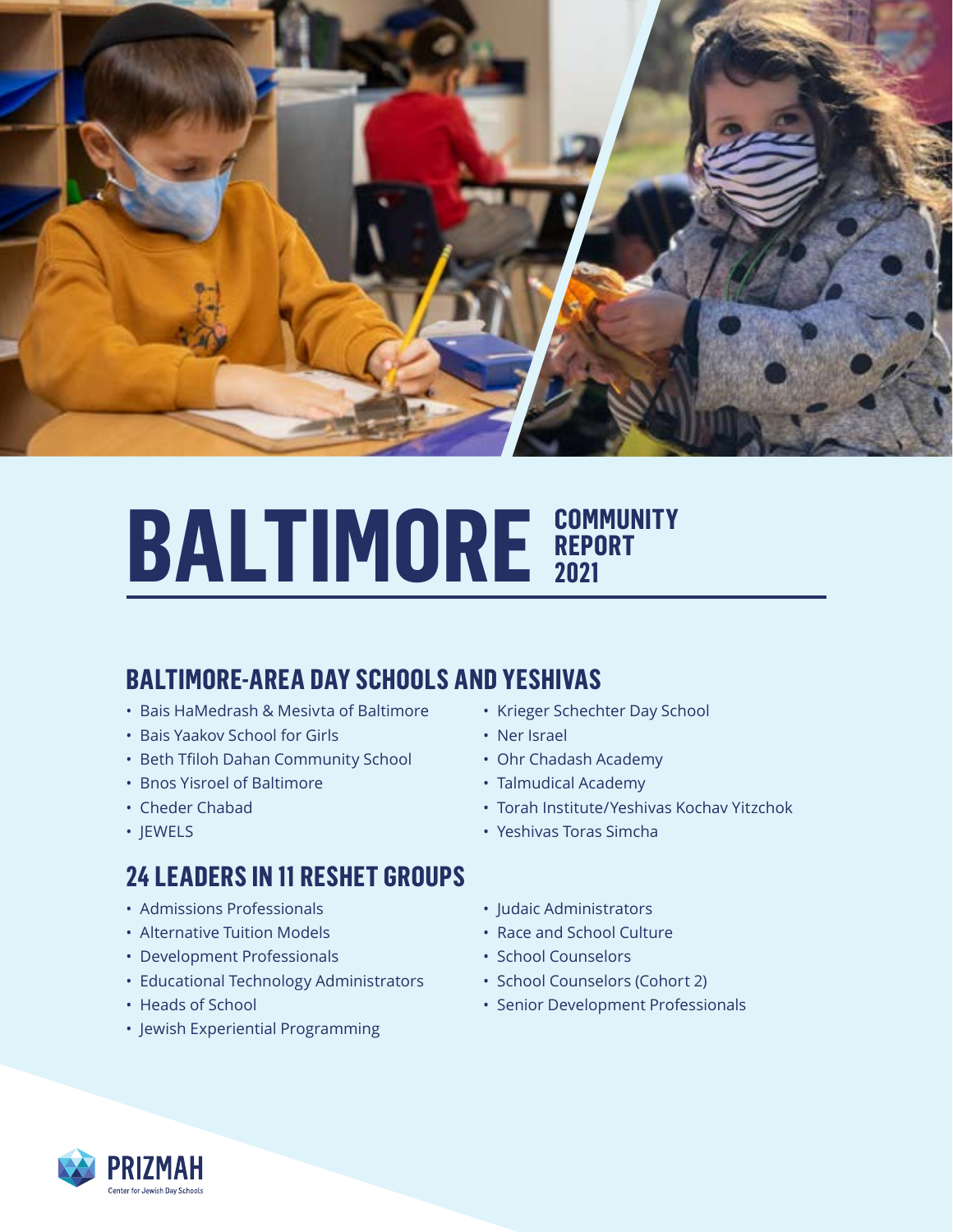# BALTIMORE COMMUNITY REPORT 2021

## BALTIMORE-AREA DAY SCHOOLS AND YESHIVAS

- Bais HaMedrash & Mesivta of Baltimore
- Bais Yaakov School for Girls
- Beth Tfiloh Dahan Community School
- Bnos Yisroel of Baltimore
- Cheder Chabad
- JEWELS
- Krieger Schechter Day School
- Ner Israel
- Ohr Chadash Academy
- Talmudical Academy
- Torah Institute/Yeshivas Kochav Yitzchok
- Yeshivas Toras Simcha

## 24 LEADERS IN 11 RESHET GROUPS

- Admissions Professionals
- Alternative Tuition Models
- Development Professionals
- Educational Technology Administrators
- Heads of School
- Jewish Experiential Programming
- Judaic Administrators
- Race and School Culture
- School Counselors
- School Counselors (Cohort 2)
- Senior Development Professionals

PRIZMAH
Center for Jewish Day Schools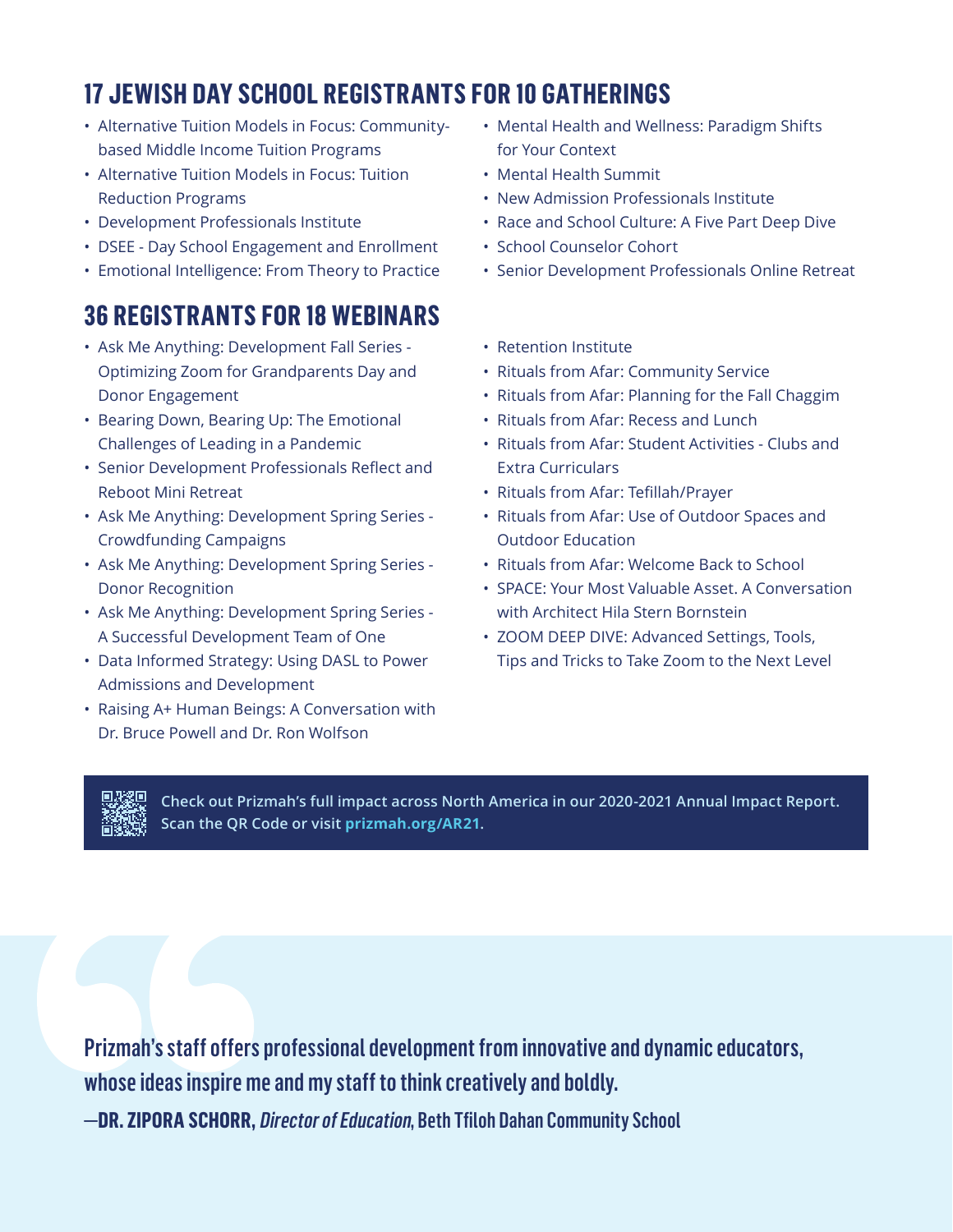## 17 JEWISH DAY SCHOOL REGISTRANTS FOR 10 GATHERINGS

- Alternative Tuition Models in Focus: Community-based Middle Income Tuition Programs
- Alternative Tuition Models in Focus: Tuition Reduction Programs
- Development Professionals Institute
- DSEE - Day School Engagement and Enrollment
- Emotional Intelligence: From Theory to Practice
- Mental Health and Wellness: Paradigm Shifts for Your Context
- Mental Health Summit
- New Admission Professionals Institute
- Race and School Culture: A Five Part Deep Dive
- School Counselor Cohort
- Senior Development Professionals Online Retreat

## 36 REGISTRANTS FOR 18 WEBINARS

- Ask Me Anything: Development Fall Series - Optimizing Zoom for Grandparents Day and Donor Engagement
- Bearing Down, Bearing Up: The Emotional Challenges of Leading in a Pandemic
- Senior Development Professionals Reflect and Reboot Mini Retreat
- Ask Me Anything: Development Spring Series - Crowdfunding Campaigns
- Ask Me Anything: Development Spring Series - Donor Recognition
- Ask Me Anything: Development Spring Series - A Successful Development Team of One
- Data Informed Strategy: Using DASL to Power Admissions and Development
- Raising A+ Human Beings: A Conversation with Dr. Bruce Powell and Dr. Ron Wolfson
- Retention Institute
- Rituals from Afar: Community Service
- Rituals from Afar: Planning for the Fall Chaggim
- Rituals from Afar: Recess and Lunch
- Rituals from Afar: Student Activities - Clubs and Extra Curriculars
- Rituals from Afar: Tefillah/Prayer
- Rituals from Afar: Use of Outdoor Spaces and Outdoor Education
- Rituals from Afar: Welcome Back to School
- SPACE: Your Most Valuable Asset. A Conversation with Architect Hila Stern Bornstein
- ZOOM DEEP DIVE: Advanced Settings, Tools, Tips and Tricks to Take Zoom to the Next Level

**Check out Prizmah's full impact across North America in our 2020-2021 Annual Impact Report. Scan the QR Code or visit prizmah.org/AR21.**

Prizmah's staff offers professional development from innovative and dynamic educators, whose ideas inspire me and my staff to think creatively and boldly.

—**DR. ZIPORA SCHORR,** *Director of Education*, Beth Tfiloh Dahan Community School